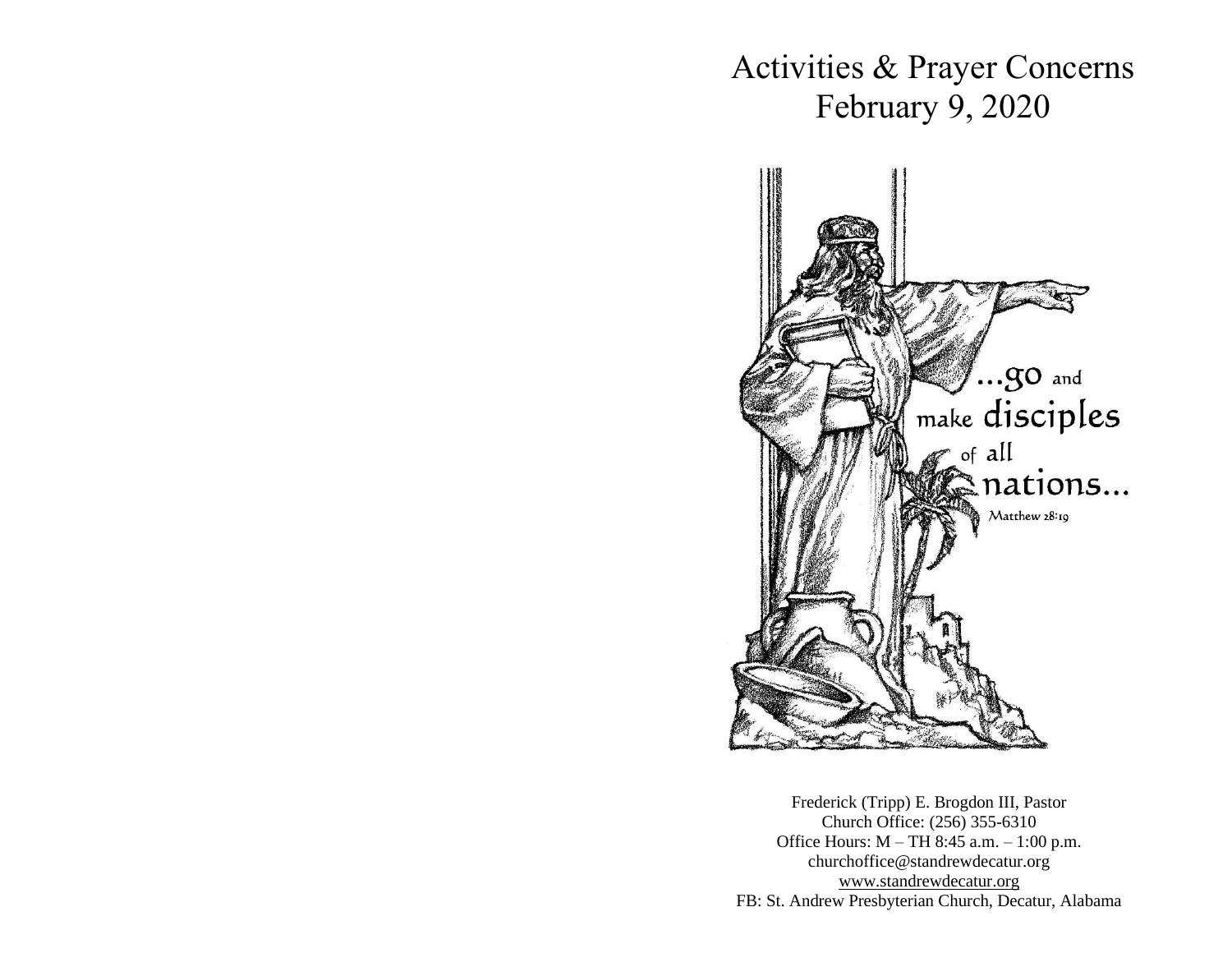# Activities & Prayer Concerns
## February 9, 2020

...go and make disciples of all nations...

Matthew 28:19

Frederick (Tripp) E. Brogdon III, Pastor
Church Office: (256) 355-6310
Office Hours: M – TH 8:45 a.m. – 1:00 p.m.
churchoffice@standrewdecatur.org
www.standrewdecatur.org
FB: St. Andrew Presbyterian Church, Decatur, Alabama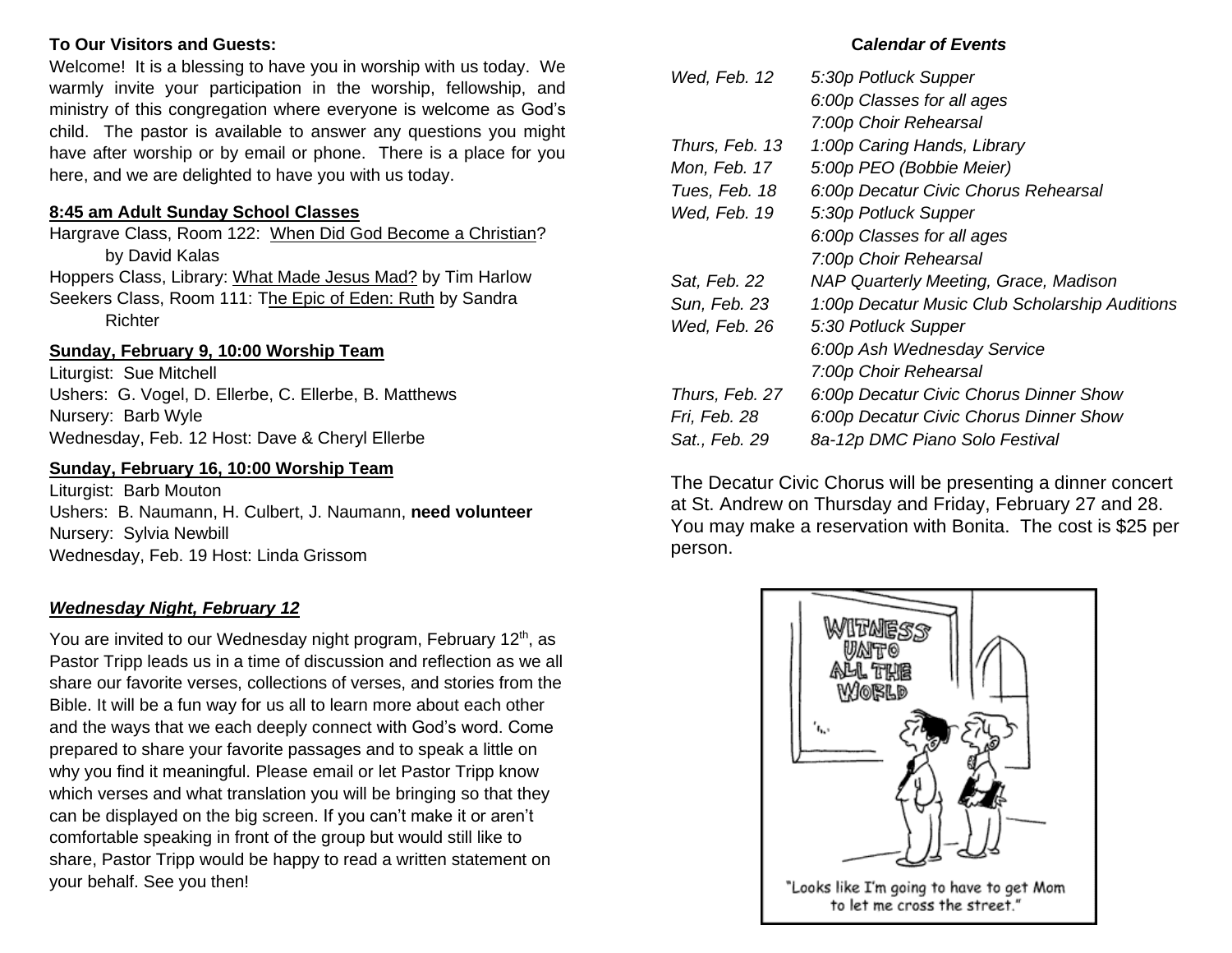**To Our Visitors and Guests:**

Welcome! It is a blessing to have you in worship with us today. We warmly invite your participation in the worship, fellowship, and ministry of this congregation where everyone is welcome as God's child. The pastor is available to answer any questions you might have after worship or by email or phone. There is a place for you here, and we are delighted to have you with us today.

**8:45 am Adult Sunday School Classes**

Hargrave Class, Room 122: When Did God Become a Christian? by David Kalas

Hoppers Class, Library: What Made Jesus Mad? by Tim Harlow

Seekers Class, Room 111: The Epic of Eden: Ruth by Sandra Richter

**Sunday, February 9, 10:00 Worship Team**

Liturgist: Sue Mitchell
Ushers: G. Vogel, D. Ellerbe, C. Ellerbe, B. Matthews
Nursery: Barb Wyle
Wednesday, Feb. 12 Host: Dave & Cheryl Ellerbe

**Sunday, February 16, 10:00 Worship Team**

Liturgist: Barb Mouton
Ushers: B. Naumann, H. Culbert, J. Naumann, **need volunteer**
Nursery: Sylvia Newbill
Wednesday, Feb. 19 Host: Linda Grissom

***Wednesday Night, February 12***

You are invited to our Wednesday night program, February 12th, as Pastor Tripp leads us in a time of discussion and reflection as we all share our favorite verses, collections of verses, and stories from the Bible. It will be a fun way for us all to learn more about each other and the ways that we each deeply connect with God's word. Come prepared to share your favorite passages and to speak a little on why you find it meaningful. Please email or let Pastor Tripp know which verses and what translation you will be bringing so that they can be displayed on the big screen. If you can't make it or aren't comfortable speaking in front of the group but would still like to share, Pastor Tripp would be happy to read a written statement on your behalf. See you then!

***Calendar of Events***

| | |
|---|---|
| *Wed, Feb. 12* | *5:30p Potluck Supper* |
| | *6:00p Classes for all ages* |
| | *7:00p Choir Rehearsal* |
| *Thurs, Feb. 13* | *1:00p Caring Hands, Library* |
| *Mon, Feb. 17* | *5:00p PEO (Bobbie Meier)* |
| *Tues, Feb. 18* | *6:00p Decatur Civic Chorus Rehearsal* |
| *Wed, Feb. 19* | *5:30p Potluck Supper* |
| | *6:00p Classes for all ages* |
| | *7:00p Choir Rehearsal* |
| *Sat, Feb. 22* | *NAP Quarterly Meeting, Grace, Madison* |
| *Sun, Feb. 23* | *1:00p Decatur Music Club Scholarship Auditions* |
| *Wed, Feb. 26* | *5:30 Potluck Supper* |
| | *6:00p Ash Wednesday Service* |
| | *7:00p Choir Rehearsal* |
| *Thurs, Feb. 27* | *6:00p Decatur Civic Chorus Dinner Show* |
| *Fri, Feb. 28* | *6:00p Decatur Civic Chorus Dinner Show* |
| *Sat., Feb. 29* | *8a-12p DMC Piano Solo Festival* |

The Decatur Civic Chorus will be presenting a dinner concert at St. Andrew on Thursday and Friday, February 27 and 28. You may make a reservation with Bonita. The cost is $25 per person.

WITNESS UNTO ALL THE WORLD

"Looks like I'm going to have to get Mom to let me cross the street."